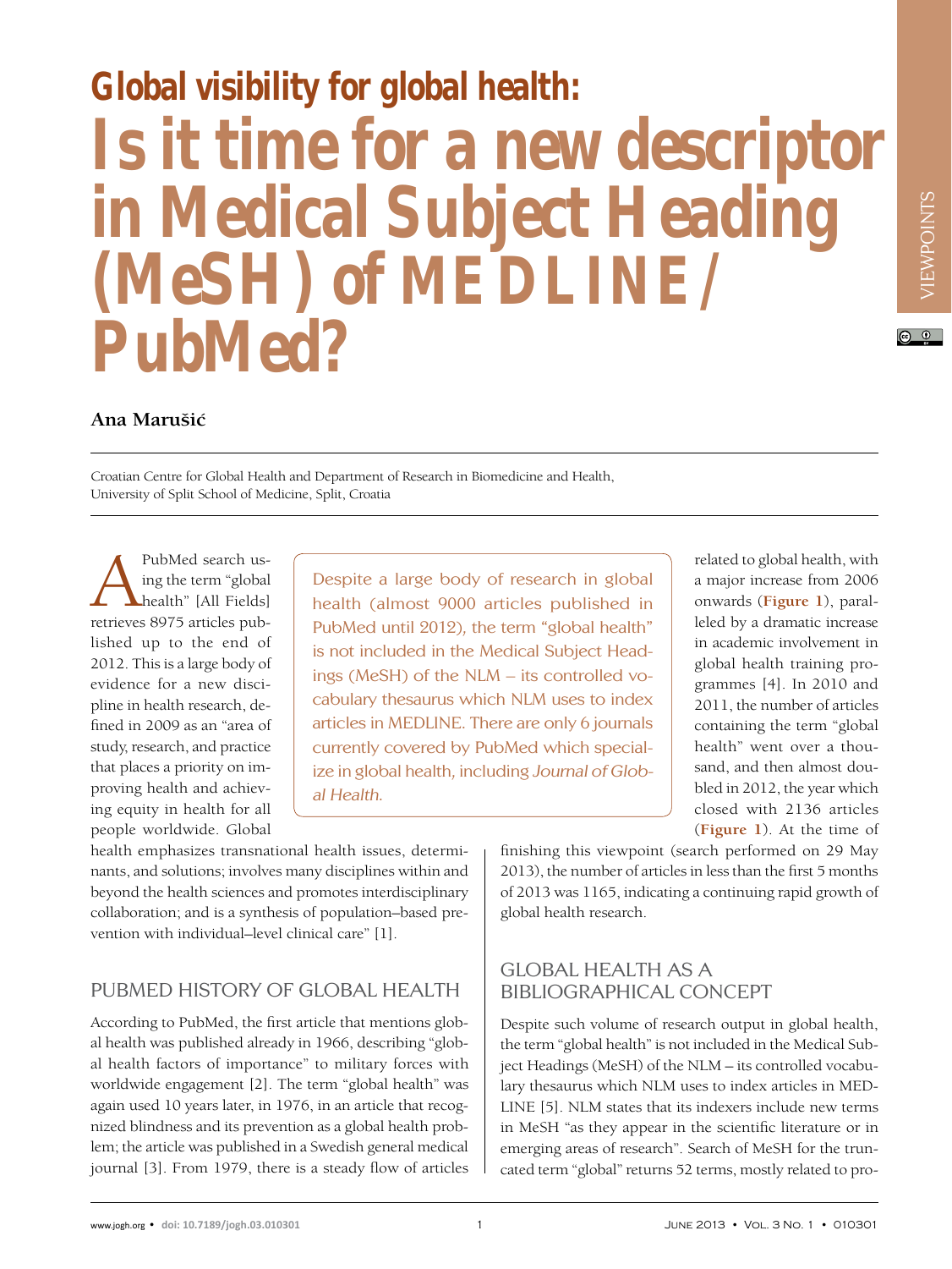# Global visibility for global health: Is it time for a new descriptor in Medical Subject Heading (MeSH) of MEDLINE/PubMed?

**Ana Marušić**

Croatian Centre for Global Health and Department of Research in Biomedicine and Health, University of Split School of Medicine, Split, Croatia

> Despite a large body of research in global health (almost 9000 articles published in PubMed until 2012), the term "global health" is not included in the Medical Subject Headings (MeSH) of the NLM – its controlled vocabulary thesaurus which NLM uses to index articles in MEDLINE. There are only 6 journals currently covered by PubMed which specialize in global health, including *Journal of Global Health*.

A PubMed search using the term "global health" [All Fields] retrieves 8975 articles published up to the end of 2012. This is a large body of evidence for a new discipline in health research, defined in 2009 as an "area of study, research, and practice that places a priority on improving health and achieving equity in health for all people worldwide. Global health emphasizes transnational health issues, determinants, and solutions; involves many disciplines within and beyond the health sciences and promotes interdisciplinary collaboration; and is a synthesis of population–based prevention with individual–level clinical care" [1].

## PUBMED HISTORY OF GLOBAL HEALTH

According to PubMed, the first article that mentions global health was published already in 1966, describing "global health factors of importance" to military forces with worldwide engagement [2]. The term "global health" was again used 10 years later, in 1976, in an article that recognized blindness and its prevention as a global health problem; the article was published in a Swedish general medical journal [3]. From 1979, there is a steady flow of articles related to global health, with a major increase from 2006 onwards (**Figure 1**), paralleled by a dramatic increase in academic involvement in global health training programmes [4]. In 2010 and 2011, the number of articles containing the term "global health" went over a thousand, and then almost doubled in 2012, the year which closed with 2136 articles (**Figure 1**). At the time of finishing this viewpoint (search performed on 29 May 2013), the number of articles in less than the first 5 months of 2013 was 1165, indicating a continuing rapid growth of global health research.

## GLOBAL HEALTH AS A BIBLIOGRAPHICAL CONCEPT

Despite such volume of research output in global health, the term "global health" is not included in the Medical Subject Headings (MeSH) of the NLM – its controlled vocabulary thesaurus which NLM uses to index articles in MEDLINE [5]. NLM states that its indexers include new terms in MeSH "as they appear in the scientific literature or in emerging areas of research". Search of MeSH for the truncated term "global" returns 52 terms, mostly related to pro-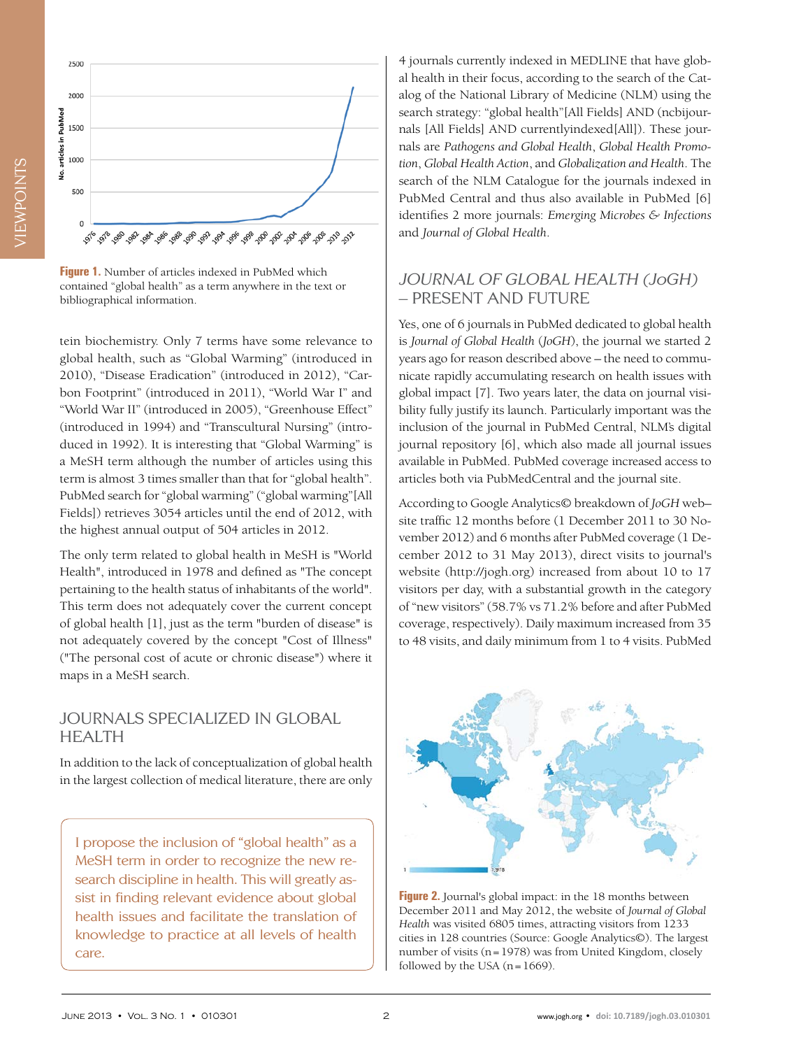Figure 1. Number of articles indexed in PubMed which contained "global health" as a term anywhere in the text or bibliographical information.

tein biochemistry. Only 7 terms have some relevance to global health, such as "Global Warming" (introduced in 2010), "Disease Eradication" (introduced in 2012), "Carbon Footprint" (introduced in 2011), "World War I" and "World War II" (introduced in 2005), "Greenhouse Effect" (introduced in 1994) and "Transcultural Nursing" (introduced in 1992). It is interesting that "Global Warming" is a MeSH term although the number of articles using this term is almost 3 times smaller than that for "global health". PubMed search for "global warming" ("global warming"[All Fields]) retrieves 3054 articles until the end of 2012, with the highest annual output of 504 articles in 2012.

The only term related to global health in MeSH is "World Health", introduced in 1978 and defined as "The concept pertaining to the health status of inhabitants of the world". This term does not adequately cover the current concept of global health [1], just as the term "burden of disease" is not adequately covered by the concept "Cost of Illness" ("The personal cost of acute or chronic disease") where it maps in a MeSH search.

## JOURNALS SPECIALIZED IN GLOBAL HEALTH

In addition to the lack of conceptualization of global health in the largest collection of medical literature, there are only 4 journals currently indexed in MEDLINE that have global health in their focus, according to the search of the Catalog of the National Library of Medicine (NLM) using the search strategy: "global health"[All Fields] AND (ncbijournals [All Fields] AND currentlyindexed[All]). These journals are *Pathogens and Global Health*, *Global Health Promotion*, *Global Health Action*, and *Globalization and Health*. The search of the NLM Catalogue for the journals indexed in PubMed Central and thus also available in PubMed [6] identifies 2 more journals: *Emerging Microbes & Infections* and *Journal of Global Health*.

> I propose the inclusion of "global health" as a MeSH term in order to recognize the new research discipline in health. This will greatly assist in finding relevant evidence about global health issues and facilitate the translation of knowledge to practice at all levels of health care.

## JOURNAL OF GLOBAL HEALTH (JoGH) – PRESENT AND FUTURE

Yes, one of 6 journals in PubMed dedicated to global health is *Journal of Global Health* (*JoGH*), the journal we started 2 years ago for reason described above – the need to communicate rapidly accumulating research on health issues with global impact [7]. Two years later, the data on journal visibility fully justify its launch. Particularly important was the inclusion of the journal in PubMed Central, NLM's digital journal repository [6], which also made all journal issues available in PubMed. PubMed coverage increased access to articles both via PubMedCentral and the journal site.

According to Google Analytics© breakdown of *JoGH* web–site traffic 12 months before (1 December 2011 to 30 November 2012) and 6 months after PubMed coverage (1 December 2012 to 31 May 2013), direct visits to journal's website (http://jogh.org) increased from about 10 to 17 visitors per day, with a substantial growth in the category of "new visitors" (58.7% vs 71.2% before and after PubMed coverage, respectively). Daily maximum increased from 35 to 48 visits, and daily minimum from 1 to 4 visits. PubMed

Figure 2. Journal's global impact: in the 18 months between December 2011 and May 2012, the website of *Journal of Global Health* was visited 6805 times, attracting visitors from 1233 cities in 128 countries (Source: Google Analytics©). The largest number of visits (n = 1978) was from United Kingdom, closely followed by the USA (n = 1669).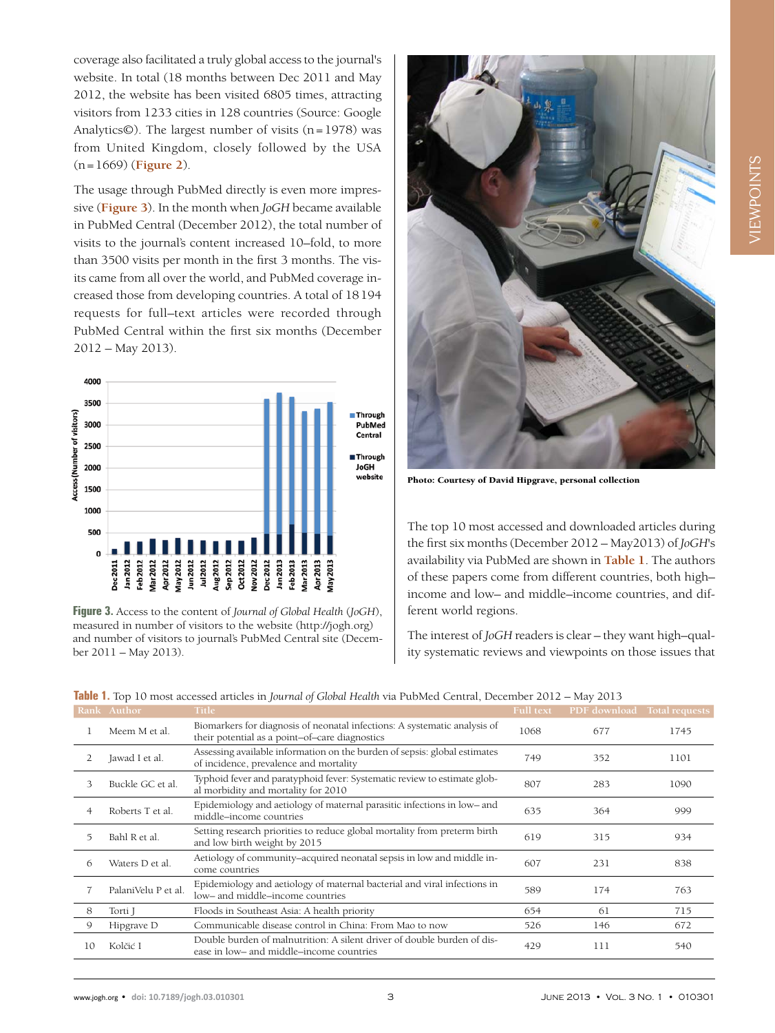coverage also facilitated a truly global access to the journal's website. In total (18 months between Dec 2011 and May 2012, the website has been visited 6805 times, attracting visitors from 1233 cities in 128 countries (Source: Google Analytics©). The largest number of visits (n = 1978) was from United Kingdom, closely followed by the USA (n = 1669) (**Figure 2**).

The usage through PubMed directly is even more impressive (**Figure 3**). In the month when *JoGH* became available in PubMed Central (December 2012), the total number of visits to the journal's content increased 10–fold, to more than 3500 visits per month in the first 3 months. The visits came from all over the world, and PubMed coverage increased those from developing countries. A total of 18 194 requests for full–text articles were recorded through PubMed Central within the first six months (December 2012 – May 2013).

**Figure 3.** Access to the content of *Journal of Global Health* (*JoGH*), measured in number of visitors to the website (http://jogh.org) and number of visitors to journal's PubMed Central site (December 2011 – May 2013).

Photo: Courtesy of David Hipgrave, personal collection

The top 10 most accessed and downloaded articles during the first six months (December 2012 – May2013) of *JoGH*'s availability via PubMed are shown in **Table 1**. The authors of these papers come from different countries, both high–income and low– and middle–income countries, and different world regions.

The interest of *JoGH* readers is clear – they want high–quality systematic reviews and viewpoints on those issues that

**Table 1.** Top 10 most accessed articles in *Journal of Global Health* via PubMed Central, December 2012 – May 2013

| Rank | Author | Title | Full text | PDF download | Total requests |
|---|---|---|---|---|---|
| 1 | Meem M et al. | Biomarkers for diagnosis of neonatal infections: A systematic analysis of their potential as a point–of–care diagnostics | 1068 | 677 | 1745 |
| 2 | Jawad I et al. | Assessing available information on the burden of sepsis: global estimates of incidence, prevalence and mortality | 749 | 352 | 1101 |
| 3 | Buckle GC et al. | Typhoid fever and paratyphoid fever: Systematic review to estimate global morbidity and mortality for 2010 | 807 | 283 | 1090 |
| 4 | Roberts T et al. | Epidemiology and aetiology of maternal parasitic infections in low– and middle–income countries | 635 | 364 | 999 |
| 5 | Bahl R et al. | Setting research priorities to reduce global mortality from preterm birth and low birth weight by 2015 | 619 | 315 | 934 |
| 6 | Waters D et al. | Aetiology of community–acquired neonatal sepsis in low and middle income countries | 607 | 231 | 838 |
| 7 | PalaniVelu P et al. | Epidemiology and aetiology of maternal bacterial and viral infections in low– and middle–income countries | 589 | 174 | 763 |
| 8 | Torti J | Floods in Southeast Asia: A health priority | 654 | 61 | 715 |
| 9 | Hipgrave D | Communicable disease control in China: From Mao to now | 526 | 146 | 672 |
| 10 | Kolčić I | Double burden of malnutrition: A silent driver of double burden of disease in low– and middle–income countries | 429 | 111 | 540 |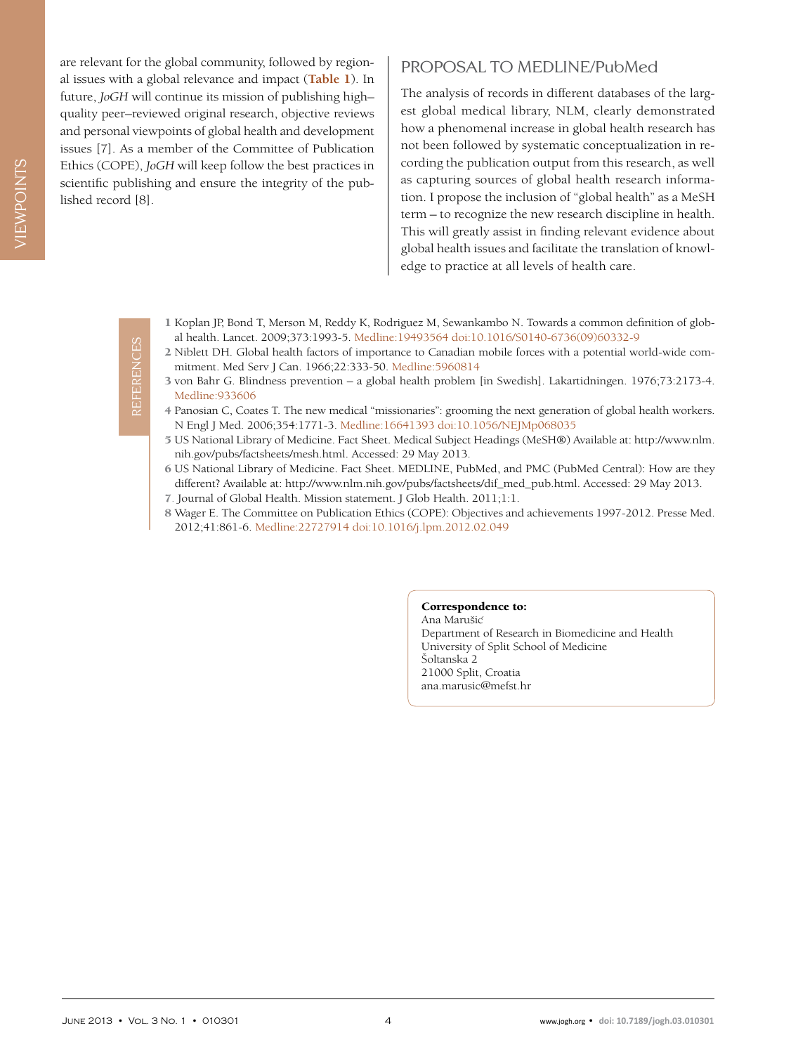are relevant for the global community, followed by regional issues with a global relevance and impact (**Table 1**). In future, *JoGH* will continue its mission of publishing high–quality peer–reviewed original research, objective reviews and personal viewpoints of global health and development issues [7]. As a member of the Committee of Publication Ethics (COPE), *JoGH* will keep follow the best practices in scientific publishing and ensure the integrity of the published record [8].

## PROPOSAL TO MEDLINE/PubMed

The analysis of records in different databases of the largest global medical library, NLM, clearly demonstrated how a phenomenal increase in global health research has not been followed by systematic conceptualization in recording the publication output from this research, as well as capturing sources of global health research information. I propose the inclusion of "global health" as a MeSH term – to recognize the new research discipline in health. This will greatly assist in finding relevant evidence about global health issues and facilitate the translation of knowledge to practice at all levels of health care.

## REFERENCES

1. Koplan JP, Bond T, Merson M, Reddy K, Rodriguez M, Sewankambo N. Towards a common definition of global health. Lancet. 2009;373:1993-5. Medline:19493564 doi:10.1016/S0140-6736(09)60332-9
2. Niblett DH. Global health factors of importance to Canadian mobile forces with a potential world-wide commitment. Med Serv J Can. 1966;22:333-50. Medline:5960814
3. von Bahr G. Blindness prevention – a global health problem [in Swedish]. Lakartidningen. 1976;73:2173-4. Medline:933606
4. Panosian C, Coates T. The new medical "missionaries": grooming the next generation of global health workers. N Engl J Med. 2006;354:1771-3. Medline:16641393 doi:10.1056/NEJMp068035
5. US National Library of Medicine. Fact Sheet. Medical Subject Headings (MeSH®) Available at: http://www.nlm.nih.gov/pubs/factsheets/mesh.html. Accessed: 29 May 2013.
6. US National Library of Medicine. Fact Sheet. MEDLINE, PubMed, and PMC (PubMed Central): How are they different? Available at: http://www.nlm.nih.gov/pubs/factsheets/dif_med_pub.html. Accessed: 29 May 2013.
7. Journal of Global Health. Mission statement. J Glob Health. 2011;1:1.
8. Wager E. The Committee on Publication Ethics (COPE): Objectives and achievements 1997-2012. Presse Med. 2012;41:861-6. Medline:22727914 doi:10.1016/j.lpm.2012.02.049

**Correspondence to:**
Ana Marušić
Department of Research in Biomedicine and Health
University of Split School of Medicine
Šoltanska 2
21000 Split, Croatia
ana.marusic@mefst.hr